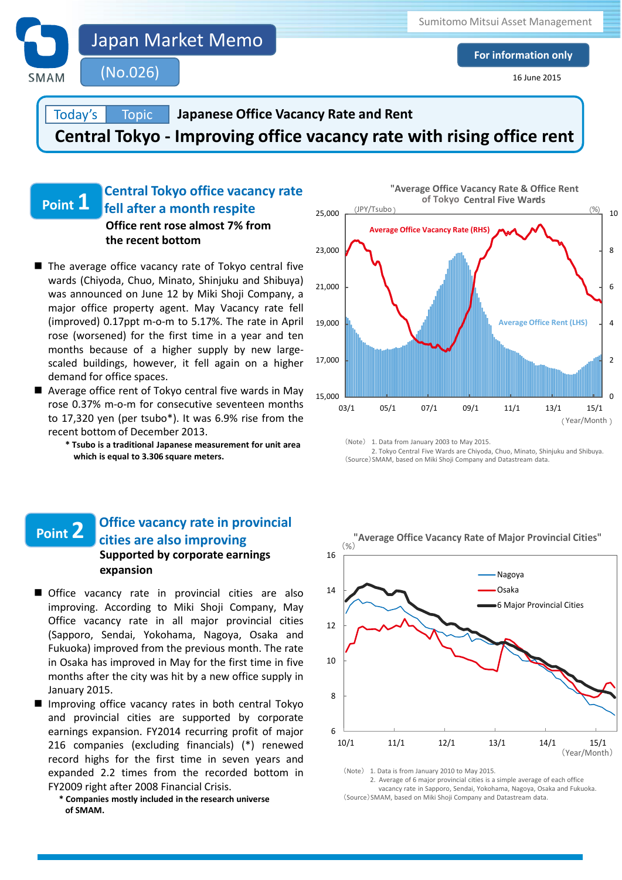Sumitomo Mitsui Asset Management

# Japan Market Memo

(No.026)

**For information only**

16 June 2015

Today's Topic **Japanese Office Vacancy Rate and Rent**

## Central Tokyo - Improving office vacancy rate with rising office rent

### Point 1 Central Tokyo office vacancy rate fell after a month respite

**Office rent rose almost 7% from the recent bottom**

- The average office vacancy rate of Tokyo central five wards (Chiyoda, Chuo, Minato, Shinjuku and Shibuya) was announced on June 12 by Miki Shoji Company, a major office property agent. May Vacancy rate fell (improved) 0.17ppt m-o-m to 5.17%. The rate in April rose (worsened) for the first time in a year and ten months because of a higher supply by new large-scaled buildings, however, it fell again on a higher demand for office spaces.
- Average office rent of Tokyo central five wards in May rose 0.37% m-o-m for consecutive seventeen months to 17,320 yen (per tsubo*). It was 6.9% rise from the recent bottom of December 2013.

**\* Tsubo is a traditional Japanese measurement for unit area which is equal to 3.306 square meters.**

"Average Office Vacancy Rate & Office Rent of Tokyo Central Five Wards"

（Note） 1. Data from January 2003 to May 2015.
2. Tokyo Central Five Wards are Chiyoda, Chuo, Minato, Shinjuku and Shibuya.
（Source）SMAM, based on Miki Shoji Company and Datastream data.

### Point 2 Office vacancy rate in provincial cities are also improving

**Supported by corporate earnings expansion**

- Office vacancy rate in provincial cities are also improving. According to Miki Shoji Company, May Office vacancy rate in all major provincial cities (Sapporo, Sendai, Yokohama, Nagoya, Osaka and Fukuoka) improved from the previous month. The rate in Osaka has improved in May for the first time in five months after the city was hit by a new office supply in January 2015.
- Improving office vacancy rates in both central Tokyo and provincial cities are supported by corporate earnings expansion. FY2014 recurring profit of major 216 companies (excluding financials) (*) renewed record highs for the first time in seven years and expanded 2.2 times from the recorded bottom in FY2009 right after 2008 Financial Crisis.

**\* Companies mostly included in the research universe of SMAM.**

"Average Office Vacancy Rate of Major Provincial Cities"

（Note） 1. Data is from January 2010 to May 2015.
2. Average of 6 major provincial cities is a simple average of each office vacancy rate in Sapporo, Sendai, Yokohama, Nagoya, Osaka and Fukuoka.
（Source）SMAM, based on Miki Shoji Company and Datastream data.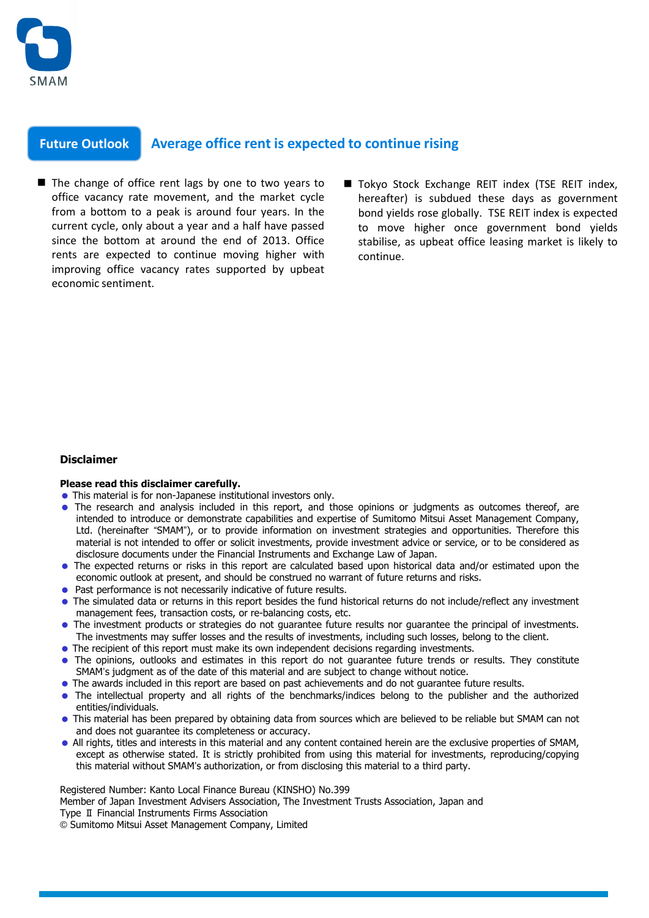## Future Outlook — Average office rent is expected to continue rising

- The change of office rent lags by one to two years to office vacancy rate movement, and the market cycle from a bottom to a peak is around four years. In the current cycle, only about a year and a half have passed since the bottom at around the end of 2013. Office rents are expected to continue moving higher with improving office vacancy rates supported by upbeat economic sentiment.
- Tokyo Stock Exchange REIT index (TSE REIT index, hereafter) is subdued these days as government bond yields rose globally. TSE REIT index is expected to move higher once government bond yields stabilise, as upbeat office leasing market is likely to continue.

### Disclaimer

**Please read this disclaimer carefully.**

- This material is for non-Japanese institutional investors only.
- The research and analysis included in this report, and those opinions or judgments as outcomes thereof, are intended to introduce or demonstrate capabilities and expertise of Sumitomo Mitsui Asset Management Company, Ltd. (hereinafter "SMAM"), or to provide information on investment strategies and opportunities. Therefore this material is not intended to offer or solicit investments, provide investment advice or service, or to be considered as disclosure documents under the Financial Instruments and Exchange Law of Japan.
- The expected returns or risks in this report are calculated based upon historical data and/or estimated upon the economic outlook at present, and should be construed no warrant of future returns and risks.
- Past performance is not necessarily indicative of future results.
- The simulated data or returns in this report besides the fund historical returns do not include/reflect any investment management fees, transaction costs, or re-balancing costs, etc.
- The investment products or strategies do not guarantee future results nor guarantee the principal of investments. The investments may suffer losses and the results of investments, including such losses, belong to the client.
- The recipient of this report must make its own independent decisions regarding investments.
- The opinions, outlooks and estimates in this report do not guarantee future trends or results. They constitute SMAM's judgment as of the date of this material and are subject to change without notice.
- The awards included in this report are based on past achievements and do not guarantee future results.
- The intellectual property and all rights of the benchmarks/indices belong to the publisher and the authorized entities/individuals.
- This material has been prepared by obtaining data from sources which are believed to be reliable but SMAM can not and does not guarantee its completeness or accuracy.
- All rights, titles and interests in this material and any content contained herein are the exclusive properties of SMAM, except as otherwise stated. It is strictly prohibited from using this material for investments, reproducing/copying this material without SMAM's authorization, or from disclosing this material to a third party.

Registered Number: Kanto Local Finance Bureau (KINSHO) No.399
Member of Japan Investment Advisers Association, The Investment Trusts Association, Japan and
Type Ⅱ Financial Instruments Firms Association
© Sumitomo Mitsui Asset Management Company, Limited